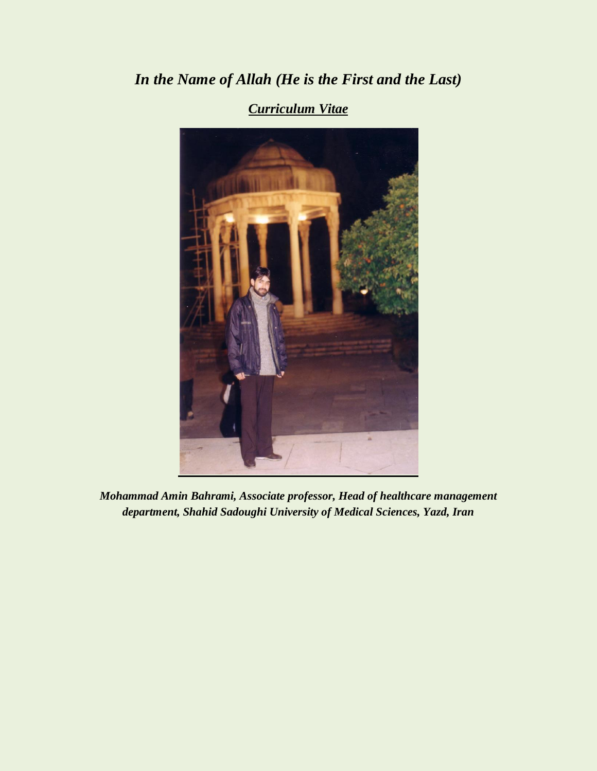***In the Name of Allah (He is the First and the Last)***

***<u>Curriculum Vitae</u>***

***Mohammad Amin Bahrami, Associate professor, Head of healthcare management department, Shahid Sadoughi University of Medical Sciences, Yazd, Iran***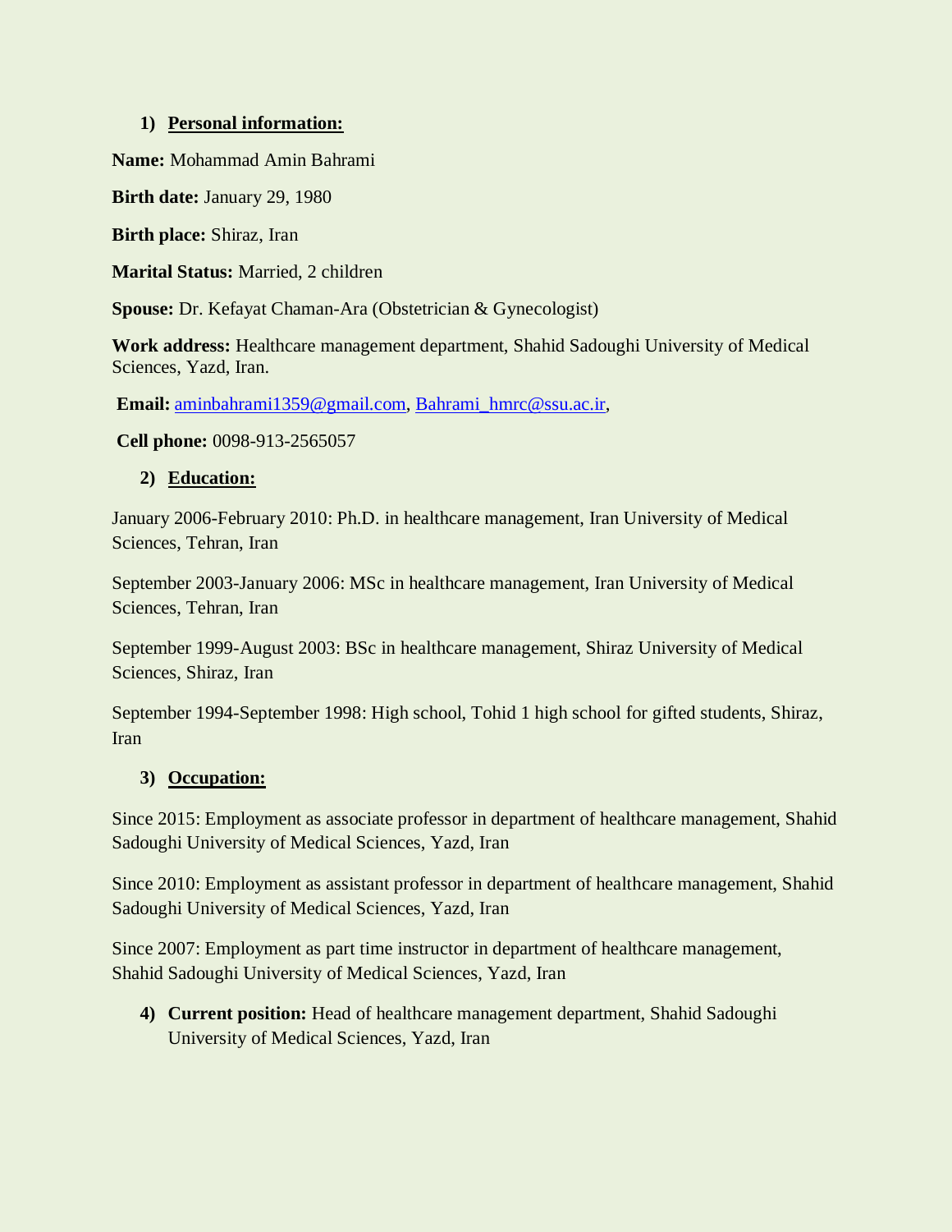1) **Personal information:**

**Name:** Mohammad Amin Bahrami

**Birth date:** January 29, 1980

**Birth place:** Shiraz, Iran

**Marital Status:** Married, 2 children

**Spouse:** Dr. Kefayat Chaman-Ara (Obstetrician & Gynecologist)

**Work address:** Healthcare management department, Shahid Sadoughi University of Medical Sciences, Yazd, Iran.

**Email:** aminbahrami1359@gmail.com, Bahrami_hmrc@ssu.ac.ir,

**Cell phone:** 0098-913-2565057

2) **Education:**

January 2006-February 2010: Ph.D. in healthcare management, Iran University of Medical Sciences, Tehran, Iran

September 2003-January 2006: MSc in healthcare management, Iran University of Medical Sciences, Tehran, Iran

September 1999-August 2003: BSc in healthcare management, Shiraz University of Medical Sciences, Shiraz, Iran

September 1994-September 1998: High school, Tohid 1 high school for gifted students, Shiraz, Iran

3) **Occupation:**

Since 2015: Employment as associate professor in department of healthcare management, Shahid Sadoughi University of Medical Sciences, Yazd, Iran

Since 2010: Employment as assistant professor in department of healthcare management, Shahid Sadoughi University of Medical Sciences, Yazd, Iran

Since 2007: Employment as part time instructor in department of healthcare management, Shahid Sadoughi University of Medical Sciences, Yazd, Iran

4) **Current position:** Head of healthcare management department, Shahid Sadoughi University of Medical Sciences, Yazd, Iran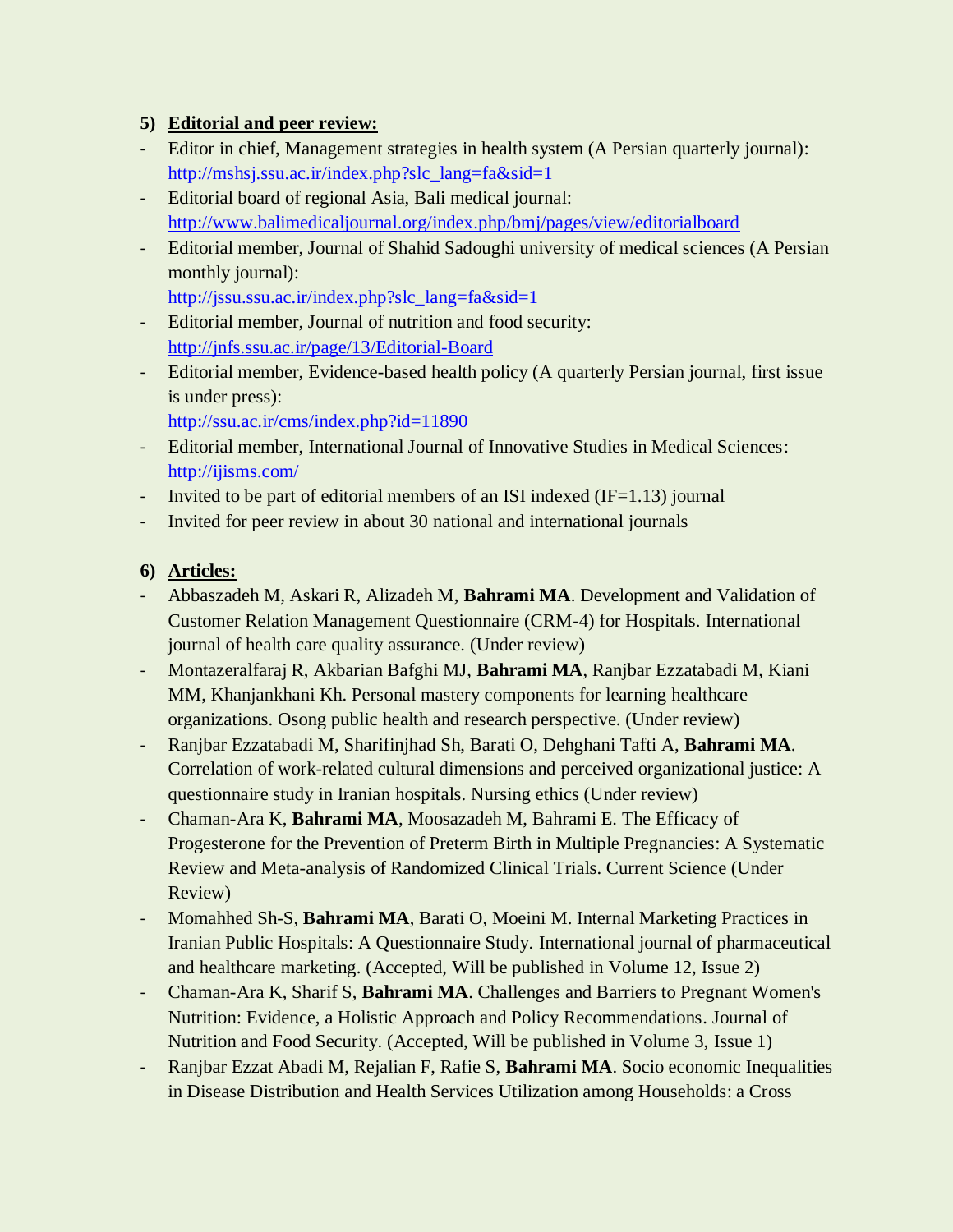## 5) Editorial and peer review:

- Editor in chief, Management strategies in health system (A Persian quarterly journal): http://mshsj.ssu.ac.ir/index.php?slc_lang=fa&sid=1
- Editorial board of regional Asia, Bali medical journal: http://www.balimedicaljournal.org/index.php/bmj/pages/view/editorialboard
- Editorial member, Journal of Shahid Sadoughi university of medical sciences (A Persian monthly journal): http://jssu.ssu.ac.ir/index.php?slc_lang=fa&sid=1
- Editorial member, Journal of nutrition and food security: http://jnfs.ssu.ac.ir/page/13/Editorial-Board
- Editorial member, Evidence-based health policy (A quarterly Persian journal, first issue is under press): http://ssu.ac.ir/cms/index.php?id=11890
- Editorial member, International Journal of Innovative Studies in Medical Sciences: http://ijisms.com/
- Invited to be part of editorial members of an ISI indexed (IF=1.13) journal
- Invited for peer review in about 30 national and international journals

## 6) Articles:

- Abbaszadeh M, Askari R, Alizadeh M, **Bahrami MA**. Development and Validation of Customer Relation Management Questionnaire (CRM-4) for Hospitals. International journal of health care quality assurance. (Under review)
- Montazeralfaraj R, Akbarian Bafghi MJ, **Bahrami MA**, Ranjbar Ezzatabadi M, Kiani MM, Khanjankhani Kh. Personal mastery components for learning healthcare organizations. Osong public health and research perspective. (Under review)
- Ranjbar Ezzatabadi M, Sharifinjhad Sh, Barati O, Dehghani Tafti A, **Bahrami MA**. Correlation of work-related cultural dimensions and perceived organizational justice: A questionnaire study in Iranian hospitals. Nursing ethics (Under review)
- Chaman-Ara K, **Bahrami MA**, Moosazadeh M, Bahrami E. The Efficacy of Progesterone for the Prevention of Preterm Birth in Multiple Pregnancies: A Systematic Review and Meta-analysis of Randomized Clinical Trials. Current Science (Under Review)
- Momahhed Sh-S, **Bahrami MA**, Barati O, Moeini M. Internal Marketing Practices in Iranian Public Hospitals: A Questionnaire Study. International journal of pharmaceutical and healthcare marketing. (Accepted, Will be published in Volume 12, Issue 2)
- Chaman-Ara K, Sharif S, **Bahrami MA**. Challenges and Barriers to Pregnant Women's Nutrition: Evidence, a Holistic Approach and Policy Recommendations. Journal of Nutrition and Food Security. (Accepted, Will be published in Volume 3, Issue 1)
- Ranjbar Ezzat Abadi M, Rejalian F, Rafie S, **Bahrami MA**. Socio economic Inequalities in Disease Distribution and Health Services Utilization among Households: a Cross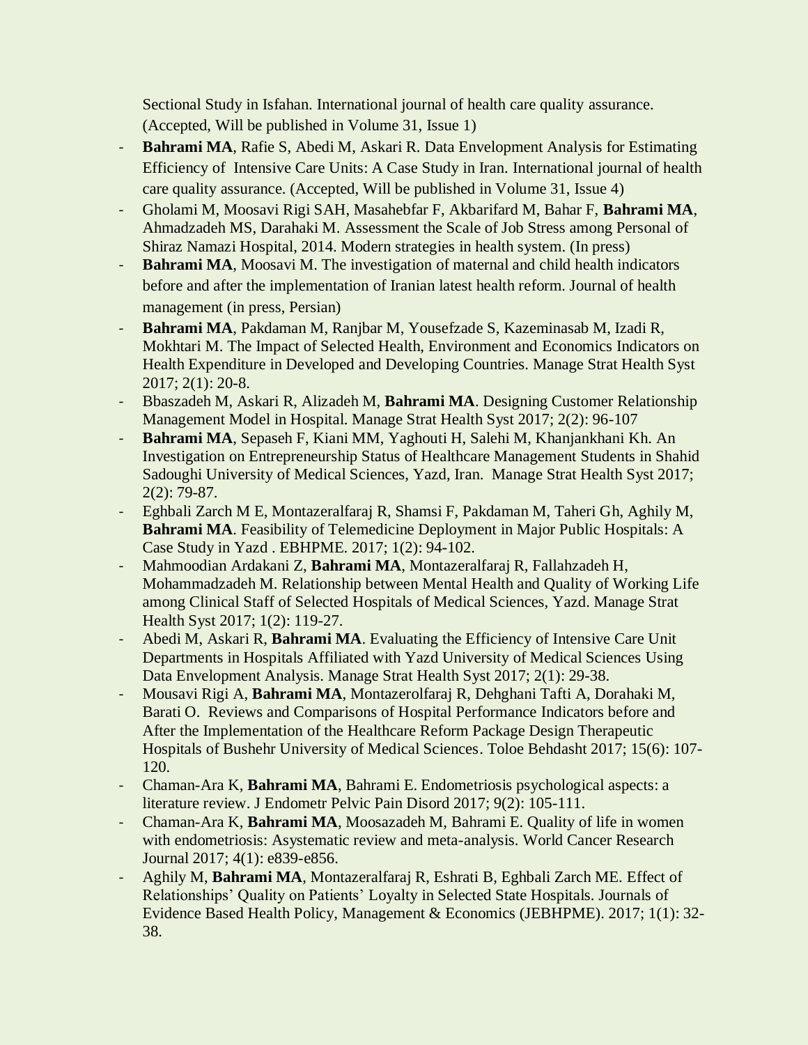Sectional Study in Isfahan. International journal of health care quality assurance. (Accepted, Will be published in Volume 31, Issue 1)

- **Bahrami MA**, Rafie S, Abedi M, Askari R. Data Envelopment Analysis for Estimating Efficiency of Intensive Care Units: A Case Study in Iran. International journal of health care quality assurance. (Accepted, Will be published in Volume 31, Issue 4)
- Gholami M, Moosavi Rigi SAH, Masahebfar F, Akbarifard M, Bahar F, **Bahrami MA**, Ahmadzadeh MS, Darahaki M. Assessment the Scale of Job Stress among Personal of Shiraz Namazi Hospital, 2014. Modern strategies in health system. (In press)
- **Bahrami MA**, Moosavi M. The investigation of maternal and child health indicators before and after the implementation of Iranian latest health reform. Journal of health management (in press, Persian)
- **Bahrami MA**, Pakdaman M, Ranjbar M, Yousefzade S, Kazeminasab M, Izadi R, Mokhtari M. The Impact of Selected Health, Environment and Economics Indicators on Health Expenditure in Developed and Developing Countries. Manage Strat Health Syst 2017; 2(1): 20-8.
- Bbaszadeh M, Askari R, Alizadeh M, **Bahrami MA**. Designing Customer Relationship Management Model in Hospital. Manage Strat Health Syst 2017; 2(2): 96-107
- **Bahrami MA**, Sepaseh F, Kiani MM, Yaghouti H, Salehi M, Khanjankhani Kh. An Investigation on Entrepreneurship Status of Healthcare Management Students in Shahid Sadoughi University of Medical Sciences, Yazd, Iran. Manage Strat Health Syst 2017; 2(2): 79-87.
- Eghbali Zarch M E, Montazeralfaraj R, Shamsi F, Pakdaman M, Taheri Gh, Aghily M, **Bahrami MA**. Feasibility of Telemedicine Deployment in Major Public Hospitals: A Case Study in Yazd . EBHPME. 2017; 1(2): 94-102.
- Mahmoodian Ardakani Z, **Bahrami MA**, Montazeralfaraj R, Fallahzadeh H, Mohammadzadeh M. Relationship between Mental Health and Quality of Working Life among Clinical Staff of Selected Hospitals of Medical Sciences, Yazd. Manage Strat Health Syst 2017; 1(2): 119-27.
- Abedi M, Askari R, **Bahrami MA**. Evaluating the Efficiency of Intensive Care Unit Departments in Hospitals Affiliated with Yazd University of Medical Sciences Using Data Envelopment Analysis. Manage Strat Health Syst 2017; 2(1): 29-38.
- Mousavi Rigi A, **Bahrami MA**, Montazerolfaraj R, Dehghani Tafti A, Dorahaki M, Barati O. Reviews and Comparisons of Hospital Performance Indicators before and After the Implementation of the Healthcare Reform Package Design Therapeutic Hospitals of Bushehr University of Medical Sciences. Toloe Behdasht 2017; 15(6): 107-120.
- Chaman-Ara K, **Bahrami MA**, Bahrami E. Endometriosis psychological aspects: a literature review. J Endometr Pelvic Pain Disord 2017; 9(2): 105-111.
- Chaman-Ara K, **Bahrami MA**, Moosazadeh M, Bahrami E. Quality of life in women with endometriosis: Asystematic review and meta-analysis. World Cancer Research Journal 2017; 4(1): e839-e856.
- Aghily M, **Bahrami MA**, Montazeralfaraj R, Eshrati B, Eghbali Zarch ME. Effect of Relationships' Quality on Patients' Loyalty in Selected State Hospitals. Journals of Evidence Based Health Policy, Management & Economics (JEBHPME). 2017; 1(1): 32-38.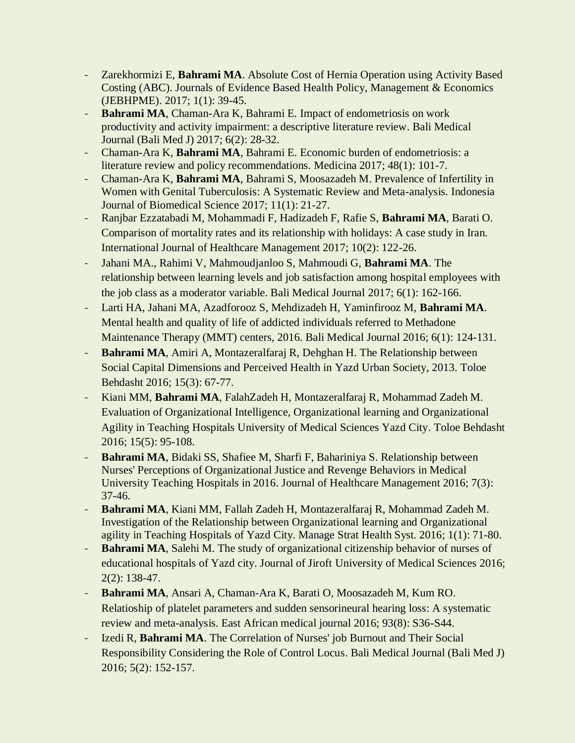- Zarekhormizi E, **Bahrami MA**. Absolute Cost of Hernia Operation using Activity Based Costing (ABC). Journals of Evidence Based Health Policy, Management & Economics (JEBHPME). 2017; 1(1): 39-45.
- **Bahrami MA**, Chaman-Ara K, Bahrami E. Impact of endometriosis on work productivity and activity impairment: a descriptive literature review. Bali Medical Journal (Bali Med J) 2017; 6(2): 28-32.
- Chaman-Ara K, **Bahrami MA**, Bahrami E. Economic burden of endometriosis: a literature review and policy recommendations. Medicina 2017; 48(1): 101-7.
- Chaman-Ara K, **Bahrami MA**, Bahrami S, Moosazadeh M. Prevalence of Infertility in Women with Genital Tuberculosis: A Systematic Review and Meta-analysis. Indonesia Journal of Biomedical Science 2017; 11(1): 21-27.
- Ranjbar Ezzatabadi M, Mohammadi F, Hadizadeh F, Rafie S, **Bahrami MA**, Barati O. Comparison of mortality rates and its relationship with holidays: A case study in Iran. International Journal of Healthcare Management 2017; 10(2): 122-26.
- Jahani MA., Rahimi V, Mahmoudjanloo S, Mahmoudi G, **Bahrami MA**. The relationship between learning levels and job satisfaction among hospital employees with the job class as a moderator variable. Bali Medical Journal 2017; 6(1): 162-166.
- Larti HA, Jahani MA, Azadforooz S, Mehdizadeh H, Yaminfirooz M, **Bahrami MA**. Mental health and quality of life of addicted individuals referred to Methadone Maintenance Therapy (MMT) centers, 2016. Bali Medical Journal 2016; 6(1): 124-131.
- **Bahrami MA**, Amiri A, Montazeralfaraj R, Dehghan H. The Relationship between Social Capital Dimensions and Perceived Health in Yazd Urban Society, 2013. Toloe Behdasht 2016; 15(3): 67-77.
- Kiani MM, **Bahrami MA**, FalahZadeh H, Montazeralfaraj R, Mohammad Zadeh M. Evaluation of Organizational Intelligence, Organizational learning and Organizational Agility in Teaching Hospitals University of Medical Sciences Yazd City. Toloe Behdasht 2016; 15(5): 95-108.
- **Bahrami MA**, Bidaki SS, Shafiee M, Sharfi F, Bahariniya S. Relationship between Nurses' Perceptions of Organizational Justice and Revenge Behaviors in Medical University Teaching Hospitals in 2016. Journal of Healthcare Management 2016; 7(3): 37-46.
- **Bahrami MA**, Kiani MM, Fallah Zadeh H, Montazeralfaraj R, Mohammad Zadeh M. Investigation of the Relationship between Organizational learning and Organizational agility in Teaching Hospitals of Yazd City. Manage Strat Health Syst. 2016; 1(1): 71-80.
- **Bahrami MA**, Salehi M. The study of organizational citizenship behavior of nurses of educational hospitals of Yazd city. Journal of Jiroft University of Medical Sciences 2016; 2(2): 138-47.
- **Bahrami MA**, Ansari A, Chaman-Ara K, Barati O, Moosazadeh M, Kum RO. Relatioship of platelet parameters and sudden sensorineural hearing loss: A systematic review and meta-analysis. East African medical journal 2016; 93(8): S36-S44.
- Izedi R, **Bahrami MA**. The Correlation of Nurses' job Burnout and Their Social Responsibility Considering the Role of Control Locus. Bali Medical Journal (Bali Med J) 2016; 5(2): 152-157.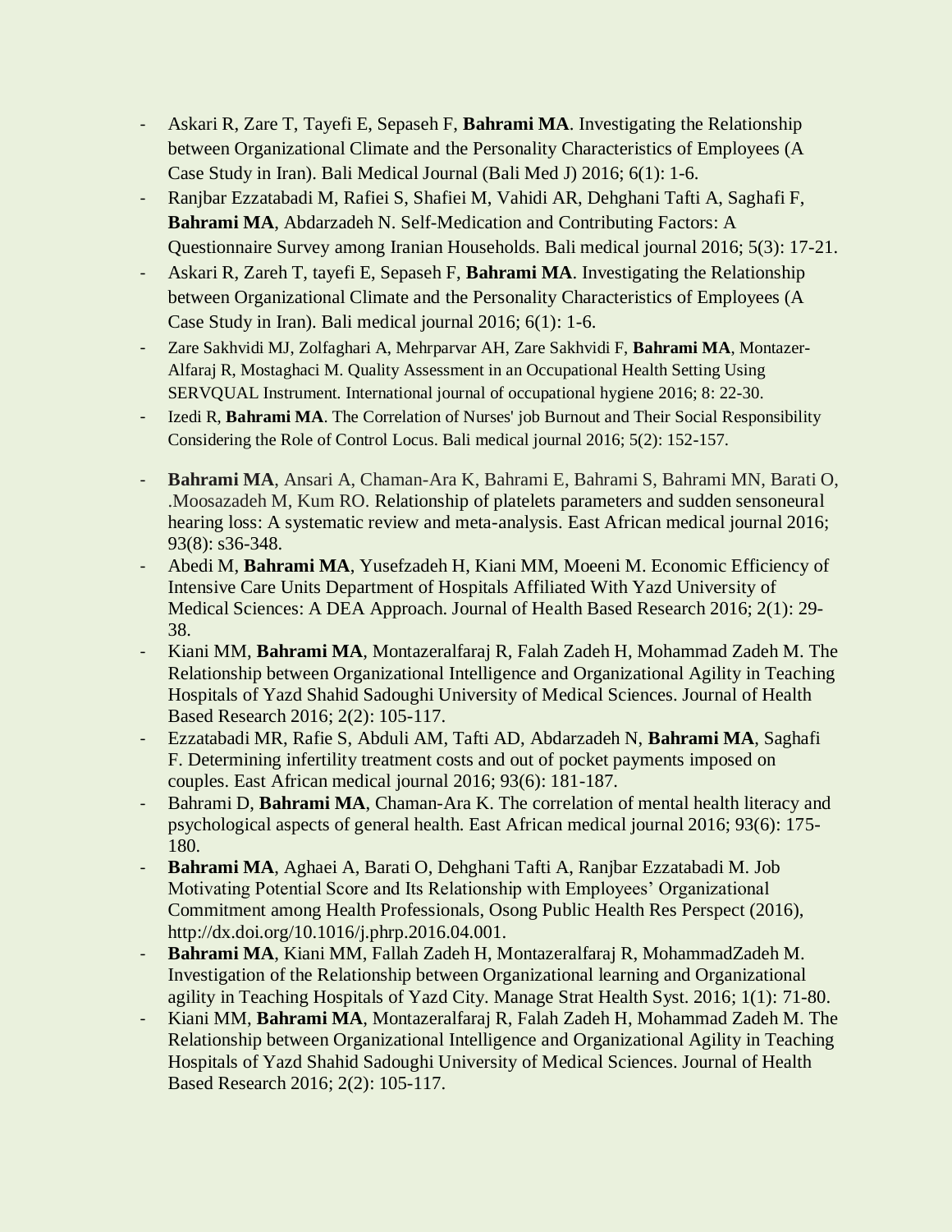- Askari R, Zare T, Tayefi E, Sepaseh F, **Bahrami MA**. Investigating the Relationship between Organizational Climate and the Personality Characteristics of Employees (A Case Study in Iran). Bali Medical Journal (Bali Med J) 2016; 6(1): 1-6.
- Ranjbar Ezzatabadi M, Rafiei S, Shafiei M, Vahidi AR, Dehghani Tafti A, Saghafi F, **Bahrami MA**, Abdarzadeh N. Self-Medication and Contributing Factors: A Questionnaire Survey among Iranian Households. Bali medical journal 2016; 5(3): 17-21.
- Askari R, Zareh T, tayefi E, Sepaseh F, **Bahrami MA**. Investigating the Relationship between Organizational Climate and the Personality Characteristics of Employees (A Case Study in Iran). Bali medical journal 2016; 6(1): 1-6.
- Zare Sakhvidi MJ, Zolfaghari A, Mehrparvar AH, Zare Sakhvidi F, **Bahrami MA**, Montazer-Alfaraj R, Mostaghaci M. Quality Assessment in an Occupational Health Setting Using SERVQUAL Instrument. International journal of occupational hygiene 2016; 8: 22-30.
- Izedi R, **Bahrami MA**. The Correlation of Nurses' job Burnout and Their Social Responsibility Considering the Role of Control Locus. Bali medical journal 2016; 5(2): 152-157.
- **Bahrami MA**, Ansari A, Chaman-Ara K, Bahrami E, Bahrami S, Bahrami MN, Barati O, .Moosazadeh M, Kum RO. Relationship of platelets parameters and sudden sensoneural hearing loss: A systematic review and meta-analysis. East African medical journal 2016; 93(8): s36-348.
- Abedi M, **Bahrami MA**, Yusefzadeh H, Kiani MM, Moeeni M. Economic Efficiency of Intensive Care Units Department of Hospitals Affiliated With Yazd University of Medical Sciences: A DEA Approach. Journal of Health Based Research 2016; 2(1): 29-38.
- Kiani MM, **Bahrami MA**, Montazeralfaraj R, Falah Zadeh H, Mohammad Zadeh M. The Relationship between Organizational Intelligence and Organizational Agility in Teaching Hospitals of Yazd Shahid Sadoughi University of Medical Sciences. Journal of Health Based Research 2016; 2(2): 105-117.
- Ezzatabadi MR, Rafie S, Abduli AM, Tafti AD, Abdarzadeh N, **Bahrami MA**, Saghafi F. Determining infertility treatment costs and out of pocket payments imposed on couples. East African medical journal 2016; 93(6): 181-187.
- Bahrami D, **Bahrami MA**, Chaman-Ara K. The correlation of mental health literacy and psychological aspects of general health. East African medical journal 2016; 93(6): 175-180.
- **Bahrami MA**, Aghaei A, Barati O, Dehghani Tafti A, Ranjbar Ezzatabadi M. Job Motivating Potential Score and Its Relationship with Employees' Organizational Commitment among Health Professionals, Osong Public Health Res Perspect (2016), http://dx.doi.org/10.1016/j.phrp.2016.04.001.
- **Bahrami MA**, Kiani MM, Fallah Zadeh H, Montazeralfaraj R, MohammadZadeh M. Investigation of the Relationship between Organizational learning and Organizational agility in Teaching Hospitals of Yazd City. Manage Strat Health Syst. 2016; 1(1): 71-80.
- Kiani MM, **Bahrami MA**, Montazeralfaraj R, Falah Zadeh H, Mohammad Zadeh M. The Relationship between Organizational Intelligence and Organizational Agility in Teaching Hospitals of Yazd Shahid Sadoughi University of Medical Sciences. Journal of Health Based Research 2016; 2(2): 105-117.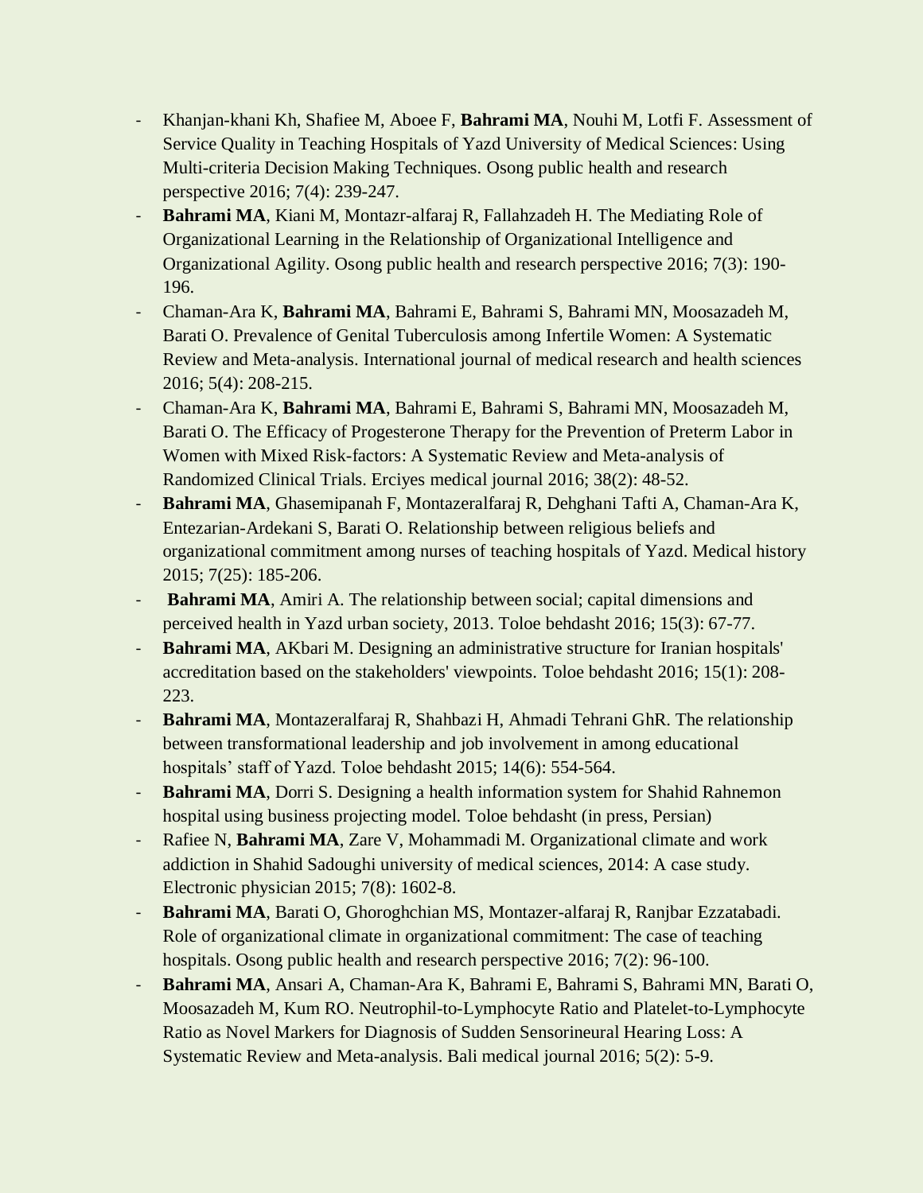- Khanjan-khani Kh, Shafiee M, Aboee F, **Bahrami MA**, Nouhi M, Lotfi F. Assessment of Service Quality in Teaching Hospitals of Yazd University of Medical Sciences: Using Multi-criteria Decision Making Techniques. Osong public health and research perspective 2016; 7(4): 239-247.
- **Bahrami MA**, Kiani M, Montazr-alfaraj R, Fallahzadeh H. The Mediating Role of Organizational Learning in the Relationship of Organizational Intelligence and Organizational Agility. Osong public health and research perspective 2016; 7(3): 190-196.
- Chaman-Ara K, **Bahrami MA**, Bahrami E, Bahrami S, Bahrami MN, Moosazadeh M, Barati O. Prevalence of Genital Tuberculosis among Infertile Women: A Systematic Review and Meta-analysis. International journal of medical research and health sciences 2016; 5(4): 208-215.
- Chaman-Ara K, **Bahrami MA**, Bahrami E, Bahrami S, Bahrami MN, Moosazadeh M, Barati O. The Efficacy of Progesterone Therapy for the Prevention of Preterm Labor in Women with Mixed Risk-factors: A Systematic Review and Meta-analysis of Randomized Clinical Trials. Erciyes medical journal 2016; 38(2): 48-52.
- **Bahrami MA**, Ghasemipanah F, Montazeralfaraj R, Dehghani Tafti A, Chaman-Ara K, Entezarian-Ardekani S, Barati O. Relationship between religious beliefs and organizational commitment among nurses of teaching hospitals of Yazd. Medical history 2015; 7(25): 185-206.
- **Bahrami MA**, Amiri A. The relationship between social; capital dimensions and perceived health in Yazd urban society, 2013. Toloe behdasht 2016; 15(3): 67-77.
- **Bahrami MA**, AKbari M. Designing an administrative structure for Iranian hospitals' accreditation based on the stakeholders' viewpoints. Toloe behdasht 2016; 15(1): 208-223.
- **Bahrami MA**, Montazeralfaraj R, Shahbazi H, Ahmadi Tehrani GhR. The relationship between transformational leadership and job involvement in among educational hospitals' staff of Yazd. Toloe behdasht 2015; 14(6): 554-564.
- **Bahrami MA**, Dorri S. Designing a health information system for Shahid Rahnemon hospital using business projecting model. Toloe behdasht (in press, Persian)
- Rafiee N, **Bahrami MA**, Zare V, Mohammadi M. Organizational climate and work addiction in Shahid Sadoughi university of medical sciences, 2014: A case study. Electronic physician 2015; 7(8): 1602-8.
- **Bahrami MA**, Barati O, Ghoroghchian MS, Montazer-alfaraj R, Ranjbar Ezzatabadi. Role of organizational climate in organizational commitment: The case of teaching hospitals. Osong public health and research perspective 2016; 7(2): 96-100.
- **Bahrami MA**, Ansari A, Chaman-Ara K, Bahrami E, Bahrami S, Bahrami MN, Barati O, Moosazadeh M, Kum RO. Neutrophil-to-Lymphocyte Ratio and Platelet-to-Lymphocyte Ratio as Novel Markers for Diagnosis of Sudden Sensorineural Hearing Loss: A Systematic Review and Meta-analysis. Bali medical journal 2016; 5(2): 5-9.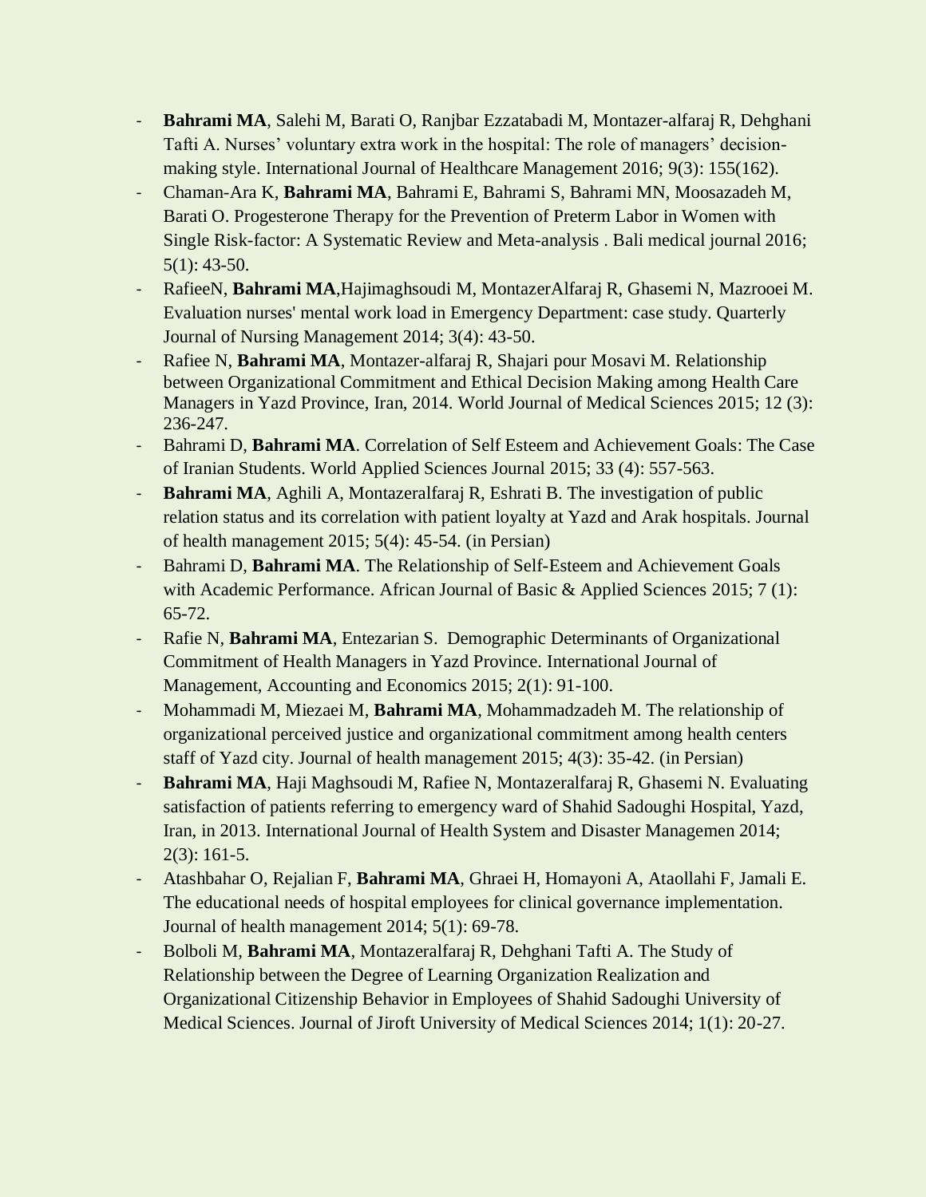- **Bahrami MA**, Salehi M, Barati O, Ranjbar Ezzatabadi M, Montazer-alfaraj R, Dehghani Tafti A. Nurses' voluntary extra work in the hospital: The role of managers' decision-making style. International Journal of Healthcare Management 2016; 9(3): 155(162).
- Chaman-Ara K, **Bahrami MA**, Bahrami E, Bahrami S, Bahrami MN, Moosazadeh M, Barati O. Progesterone Therapy for the Prevention of Preterm Labor in Women with Single Risk-factor: A Systematic Review and Meta-analysis . Bali medical journal 2016; 5(1): 43-50.
- RafieeN, **Bahrami MA**,Hajimaghsoudi M, MontazerAlfaraj R, Ghasemi N, Mazrooei M. Evaluation nurses' mental work load in Emergency Department: case study. Quarterly Journal of Nursing Management 2014; 3(4): 43-50.
- Rafiee N, **Bahrami MA**, Montazer-alfaraj R, Shajari pour Mosavi M. Relationship between Organizational Commitment and Ethical Decision Making among Health Care Managers in Yazd Province, Iran, 2014. World Journal of Medical Sciences 2015; 12 (3): 236-247.
- Bahrami D, **Bahrami MA**. Correlation of Self Esteem and Achievement Goals: The Case of Iranian Students. World Applied Sciences Journal 2015; 33 (4): 557-563.
- **Bahrami MA**, Aghili A, Montazeralfaraj R, Eshrati B. The investigation of public relation status and its correlation with patient loyalty at Yazd and Arak hospitals. Journal of health management 2015; 5(4): 45-54. (in Persian)
- Bahrami D, **Bahrami MA**. The Relationship of Self-Esteem and Achievement Goals with Academic Performance. African Journal of Basic & Applied Sciences 2015; 7 (1): 65-72.
- Rafie N, **Bahrami MA**, Entezarian S. Demographic Determinants of Organizational Commitment of Health Managers in Yazd Province. International Journal of Management, Accounting and Economics 2015; 2(1): 91-100.
- Mohammadi M, Miezaei M, **Bahrami MA**, Mohammadzadeh M. The relationship of organizational perceived justice and organizational commitment among health centers staff of Yazd city. Journal of health management 2015; 4(3): 35-42. (in Persian)
- **Bahrami MA**, Haji Maghsoudi M, Rafiee N, Montazeralfaraj R, Ghasemi N. Evaluating satisfaction of patients referring to emergency ward of Shahid Sadoughi Hospital, Yazd, Iran, in 2013. International Journal of Health System and Disaster Managemen 2014; 2(3): 161-5.
- Atashbahar O, Rejalian F, **Bahrami MA**, Ghraei H, Homayoni A, Ataollahi F, Jamali E. The educational needs of hospital employees for clinical governance implementation. Journal of health management 2014; 5(1): 69-78.
- Bolboli M, **Bahrami MA**, Montazeralfaraj R, Dehghani Tafti A. The Study of Relationship between the Degree of Learning Organization Realization and Organizational Citizenship Behavior in Employees of Shahid Sadoughi University of Medical Sciences. Journal of Jiroft University of Medical Sciences 2014; 1(1): 20-27.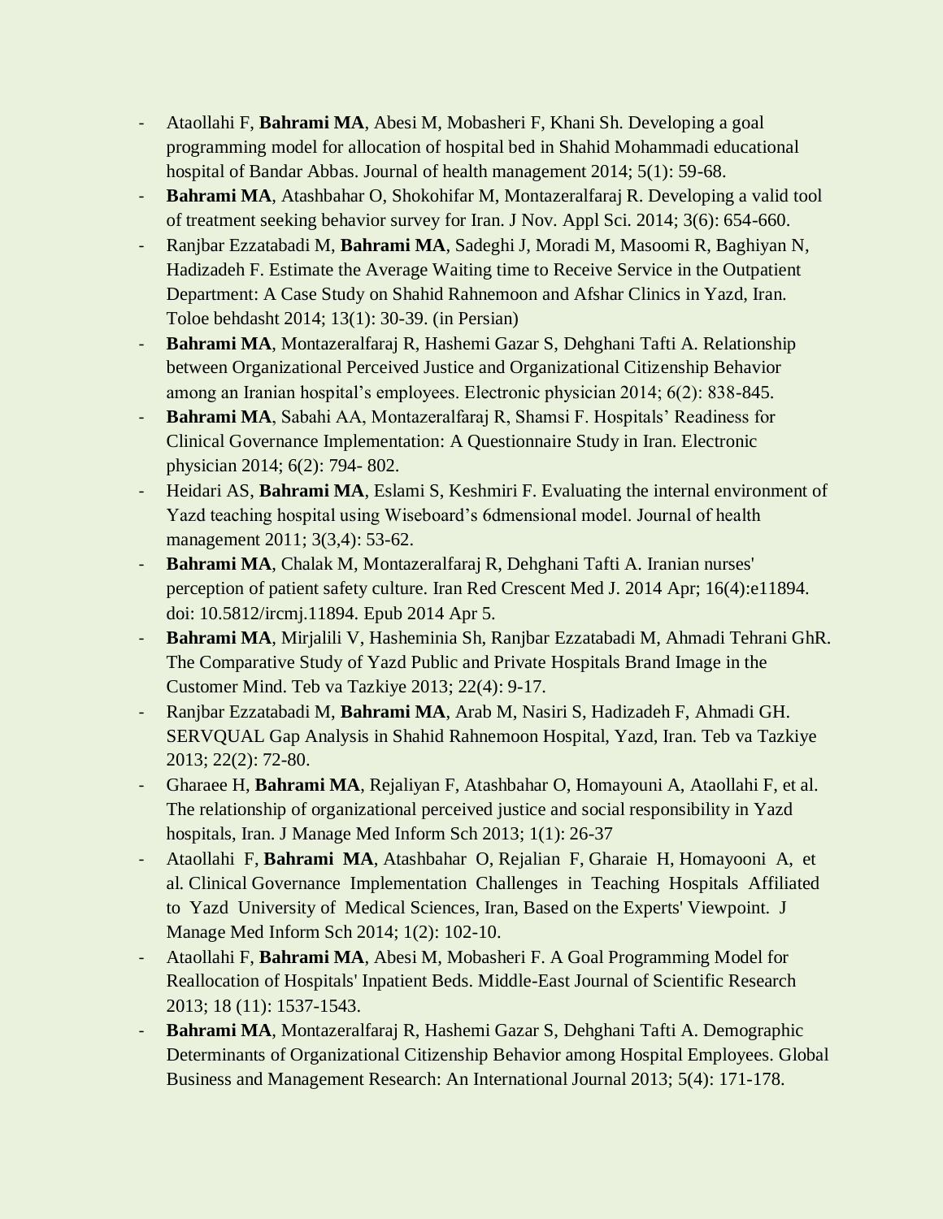- Ataollahi F, **Bahrami MA**, Abesi M, Mobasheri F, Khani Sh. Developing a goal programming model for allocation of hospital bed in Shahid Mohammadi educational hospital of Bandar Abbas. Journal of health management 2014; 5(1): 59-68.
- **Bahrami MA**, Atashbahar O, Shokohifar M, Montazeralfaraj R. Developing a valid tool of treatment seeking behavior survey for Iran. J Nov. Appl Sci. 2014; 3(6): 654-660.
- Ranjbar Ezzatabadi M, **Bahrami MA**, Sadeghi J, Moradi M, Masoomi R, Baghiyan N, Hadizadeh F. Estimate the Average Waiting time to Receive Service in the Outpatient Department: A Case Study on Shahid Rahnemoon and Afshar Clinics in Yazd, Iran. Toloe behdasht 2014; 13(1): 30-39. (in Persian)
- **Bahrami MA**, Montazeralfaraj R, Hashemi Gazar S, Dehghani Tafti A. Relationship between Organizational Perceived Justice and Organizational Citizenship Behavior among an Iranian hospital's employees. Electronic physician 2014; 6(2): 838-845.
- **Bahrami MA**, Sabahi AA, Montazeralfaraj R, Shamsi F. Hospitals' Readiness for Clinical Governance Implementation: A Questionnaire Study in Iran. Electronic physician 2014; 6(2): 794- 802.
- Heidari AS, **Bahrami MA**, Eslami S, Keshmiri F. Evaluating the internal environment of Yazd teaching hospital using Wiseboard's 6dmensional model. Journal of health management 2011; 3(3,4): 53-62.
- **Bahrami MA**, Chalak M, Montazeralfaraj R, Dehghani Tafti A. Iranian nurses' perception of patient safety culture. Iran Red Crescent Med J. 2014 Apr; 16(4):e11894. doi: 10.5812/ircmj.11894. Epub 2014 Apr 5.
- **Bahrami MA**, Mirjalili V, Hasheminia Sh, Ranjbar Ezzatabadi M, Ahmadi Tehrani GhR. The Comparative Study of Yazd Public and Private Hospitals Brand Image in the Customer Mind. Teb va Tazkiye 2013; 22(4): 9-17.
- Ranjbar Ezzatabadi M, **Bahrami MA**, Arab M, Nasiri S, Hadizadeh F, Ahmadi GH. SERVQUAL Gap Analysis in Shahid Rahnemoon Hospital, Yazd, Iran. Teb va Tazkiye 2013; 22(2): 72-80.
- Gharaee H, **Bahrami MA**, Rejaliyan F, Atashbahar O, Homayouni A, Ataollahi F, et al. The relationship of organizational perceived justice and social responsibility in Yazd hospitals, Iran. J Manage Med Inform Sch 2013; 1(1): 26-37
- Ataollahi F, **Bahrami MA**, Atashbahar O, Rejalian F, Gharaie H, Homayooni A, et al. Clinical Governance Implementation Challenges in Teaching Hospitals Affiliated to Yazd University of Medical Sciences, Iran, Based on the Experts' Viewpoint. J Manage Med Inform Sch 2014; 1(2): 102-10.
- Ataollahi F, **Bahrami MA**, Abesi M, Mobasheri F. A Goal Programming Model for Reallocation of Hospitals' Inpatient Beds. Middle-East Journal of Scientific Research 2013; 18 (11): 1537-1543.
- **Bahrami MA**, Montazeralfaraj R, Hashemi Gazar S, Dehghani Tafti A. Demographic Determinants of Organizational Citizenship Behavior among Hospital Employees. Global Business and Management Research: An International Journal 2013; 5(4): 171-178.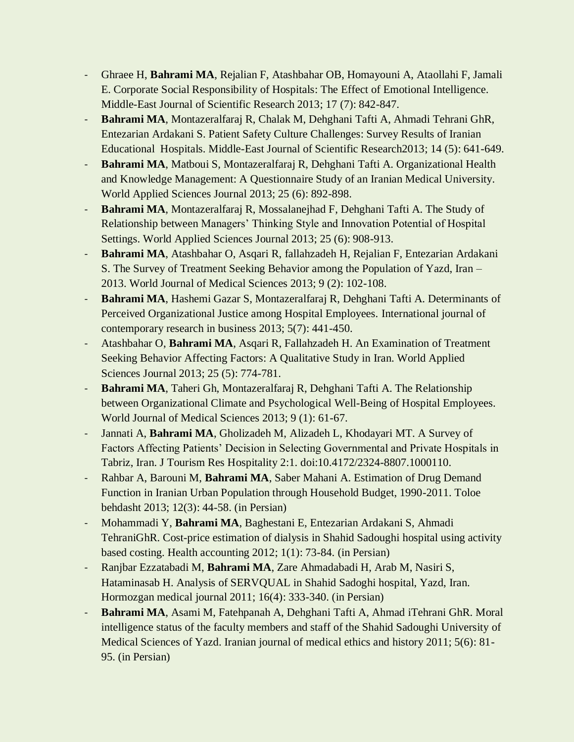- Ghraee H, **Bahrami MA**, Rejalian F, Atashbahar OB, Homayouni A, Ataollahi F, Jamali E. Corporate Social Responsibility of Hospitals: The Effect of Emotional Intelligence. Middle-East Journal of Scientific Research 2013; 17 (7): 842-847.
- **Bahrami MA**, Montazeralfaraj R, Chalak M, Dehghani Tafti A, Ahmadi Tehrani GhR, Entezarian Ardakani S. Patient Safety Culture Challenges: Survey Results of Iranian Educational Hospitals. Middle-East Journal of Scientific Research2013; 14 (5): 641-649.
- **Bahrami MA**, Matboui S, Montazeralfaraj R, Dehghani Tafti A. Organizational Health and Knowledge Management: A Questionnaire Study of an Iranian Medical University. World Applied Sciences Journal 2013; 25 (6): 892-898.
- **Bahrami MA**, Montazeralfaraj R, Mossalanejhad F, Dehghani Tafti A. The Study of Relationship between Managers' Thinking Style and Innovation Potential of Hospital Settings. World Applied Sciences Journal 2013; 25 (6): 908-913.
- **Bahrami MA**, Atashbahar O, Asqari R, fallahzadeh H, Rejalian F, Entezarian Ardakani S. The Survey of Treatment Seeking Behavior among the Population of Yazd, Iran – 2013. World Journal of Medical Sciences 2013; 9 (2): 102-108.
- **Bahrami MA**, Hashemi Gazar S, Montazeralfaraj R, Dehghani Tafti A. Determinants of Perceived Organizational Justice among Hospital Employees. International journal of contemporary research in business 2013; 5(7): 441-450.
- Atashbahar O, **Bahrami MA**, Asqari R, Fallahzadeh H. An Examination of Treatment Seeking Behavior Affecting Factors: A Qualitative Study in Iran. World Applied Sciences Journal 2013; 25 (5): 774-781.
- **Bahrami MA**, Taheri Gh, Montazeralfaraj R, Dehghani Tafti A. The Relationship between Organizational Climate and Psychological Well-Being of Hospital Employees. World Journal of Medical Sciences 2013; 9 (1): 61-67.
- Jannati A, **Bahrami MA**, Gholizadeh M, Alizadeh L, Khodayari MT. A Survey of Factors Affecting Patients' Decision in Selecting Governmental and Private Hospitals in Tabriz, Iran. J Tourism Res Hospitality 2:1. doi:10.4172/2324-8807.1000110.
- Rahbar A, Barouni M, **Bahrami MA**, Saber Mahani A. Estimation of Drug Demand Function in Iranian Urban Population through Household Budget, 1990-2011. Toloe behdasht 2013; 12(3): 44-58. (in Persian)
- Mohammadi Y, **Bahrami MA**, Baghestani E, Entezarian Ardakani S, Ahmadi TehraniGhR. Cost-price estimation of dialysis in Shahid Sadoughi hospital using activity based costing. Health accounting 2012; 1(1): 73-84. (in Persian)
- Ranjbar Ezzatabadi M, **Bahrami MA**, Zare Ahmadabadi H, Arab M, Nasiri S, Hataminasab H. Analysis of SERVQUAL in Shahid Sadoghi hospital, Yazd, Iran. Hormozgan medical journal 2011; 16(4): 333-340. (in Persian)
- **Bahrami MA**, Asami M, Fatehpanah A, Dehghani Tafti A, Ahmad iTehrani GhR. Moral intelligence status of the faculty members and staff of the Shahid Sadoughi University of Medical Sciences of Yazd. Iranian journal of medical ethics and history 2011; 5(6): 81-95. (in Persian)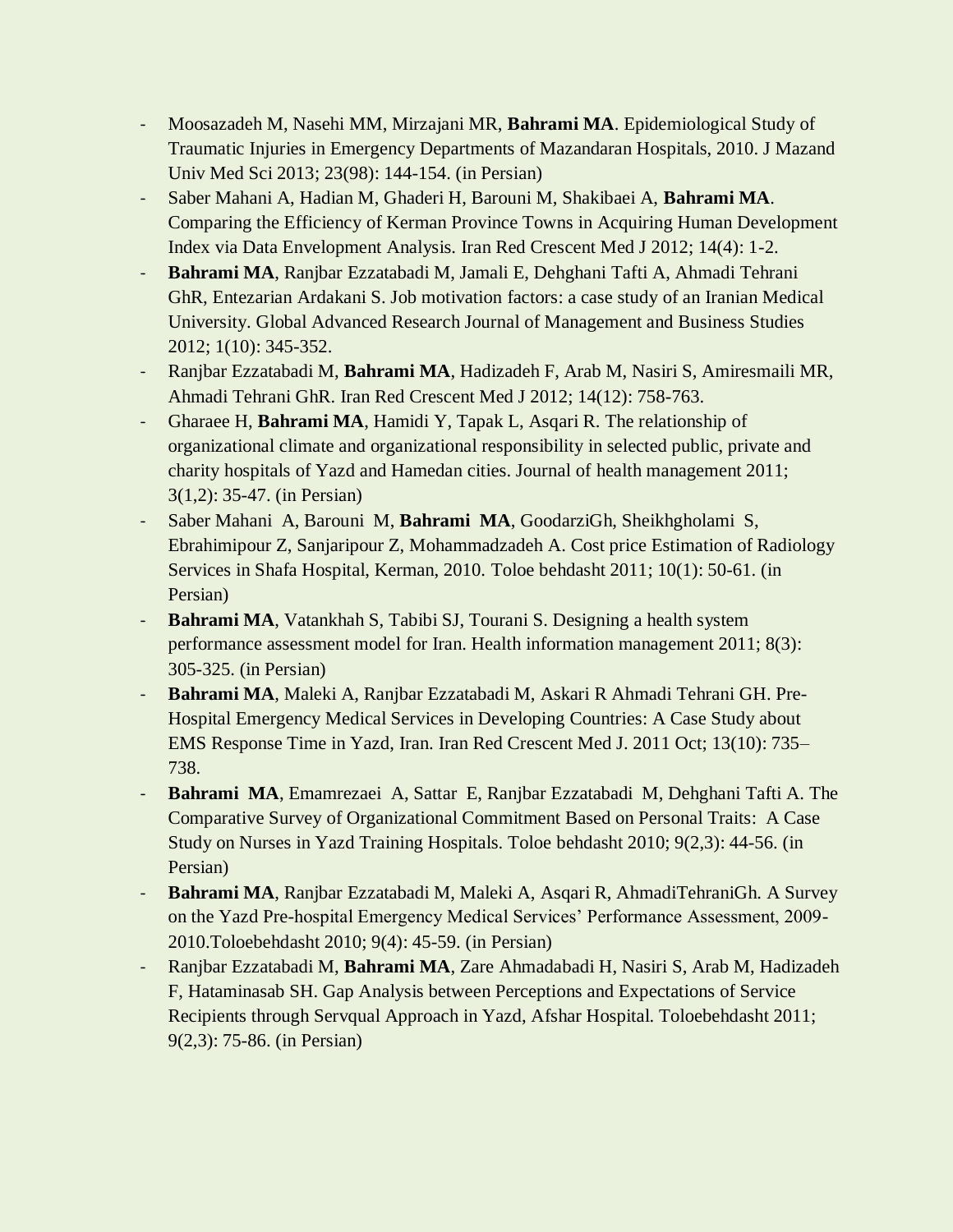- Moosazadeh M, Nasehi MM, Mirzajani MR, **Bahrami MA**. Epidemiological Study of Traumatic Injuries in Emergency Departments of Mazandaran Hospitals, 2010. J Mazand Univ Med Sci 2013; 23(98): 144-154. (in Persian)
- Saber Mahani A, Hadian M, Ghaderi H, Barouni M, Shakibaei A, **Bahrami MA**. Comparing the Efficiency of Kerman Province Towns in Acquiring Human Development Index via Data Envelopment Analysis. Iran Red Crescent Med J 2012; 14(4): 1-2.
- **Bahrami MA**, Ranjbar Ezzatabadi M, Jamali E, Dehghani Tafti A, Ahmadi Tehrani GhR, Entezarian Ardakani S. Job motivation factors: a case study of an Iranian Medical University. Global Advanced Research Journal of Management and Business Studies 2012; 1(10): 345-352.
- Ranjbar Ezzatabadi M, **Bahrami MA**, Hadizadeh F, Arab M, Nasiri S, Amiresmaili MR, Ahmadi Tehrani GhR. Iran Red Crescent Med J 2012; 14(12): 758-763.
- Gharaee H, **Bahrami MA**, Hamidi Y, Tapak L, Asqari R. The relationship of organizational climate and organizational responsibility in selected public, private and charity hospitals of Yazd and Hamedan cities. Journal of health management 2011; 3(1,2): 35-47. (in Persian)
- Saber Mahani A, Barouni M, **Bahrami MA**, GoodarziGh, Sheikhgholami S, Ebrahimipour Z, Sanjaripour Z, Mohammadzadeh A. Cost price Estimation of Radiology Services in Shafa Hospital, Kerman, 2010. Toloe behdasht 2011; 10(1): 50-61. (in Persian)
- **Bahrami MA**, Vatankhah S, Tabibi SJ, Tourani S. Designing a health system performance assessment model for Iran. Health information management 2011; 8(3): 305-325. (in Persian)
- **Bahrami MA**, Maleki A, Ranjbar Ezzatabadi M, Askari R Ahmadi Tehrani GH. Pre-Hospital Emergency Medical Services in Developing Countries: A Case Study about EMS Response Time in Yazd, Iran. Iran Red Crescent Med J. 2011 Oct; 13(10): 735–738.
- **Bahrami MA**, Emamrezaei A, Sattar E, Ranjbar Ezzatabadi M, Dehghani Tafti A. The Comparative Survey of Organizational Commitment Based on Personal Traits: A Case Study on Nurses in Yazd Training Hospitals. Toloe behdasht 2010; 9(2,3): 44-56. (in Persian)
- **Bahrami MA**, Ranjbar Ezzatabadi M, Maleki A, Asqari R, AhmadiTehraniGh. A Survey on the Yazd Pre-hospital Emergency Medical Services' Performance Assessment, 2009-2010.Toloebehdasht 2010; 9(4): 45-59. (in Persian)
- Ranjbar Ezzatabadi M, **Bahrami MA**, Zare Ahmadabadi H, Nasiri S, Arab M, Hadizadeh F, Hataminasab SH. Gap Analysis between Perceptions and Expectations of Service Recipients through Servqual Approach in Yazd, Afshar Hospital. Toloebehdasht 2011; 9(2,3): 75-86. (in Persian)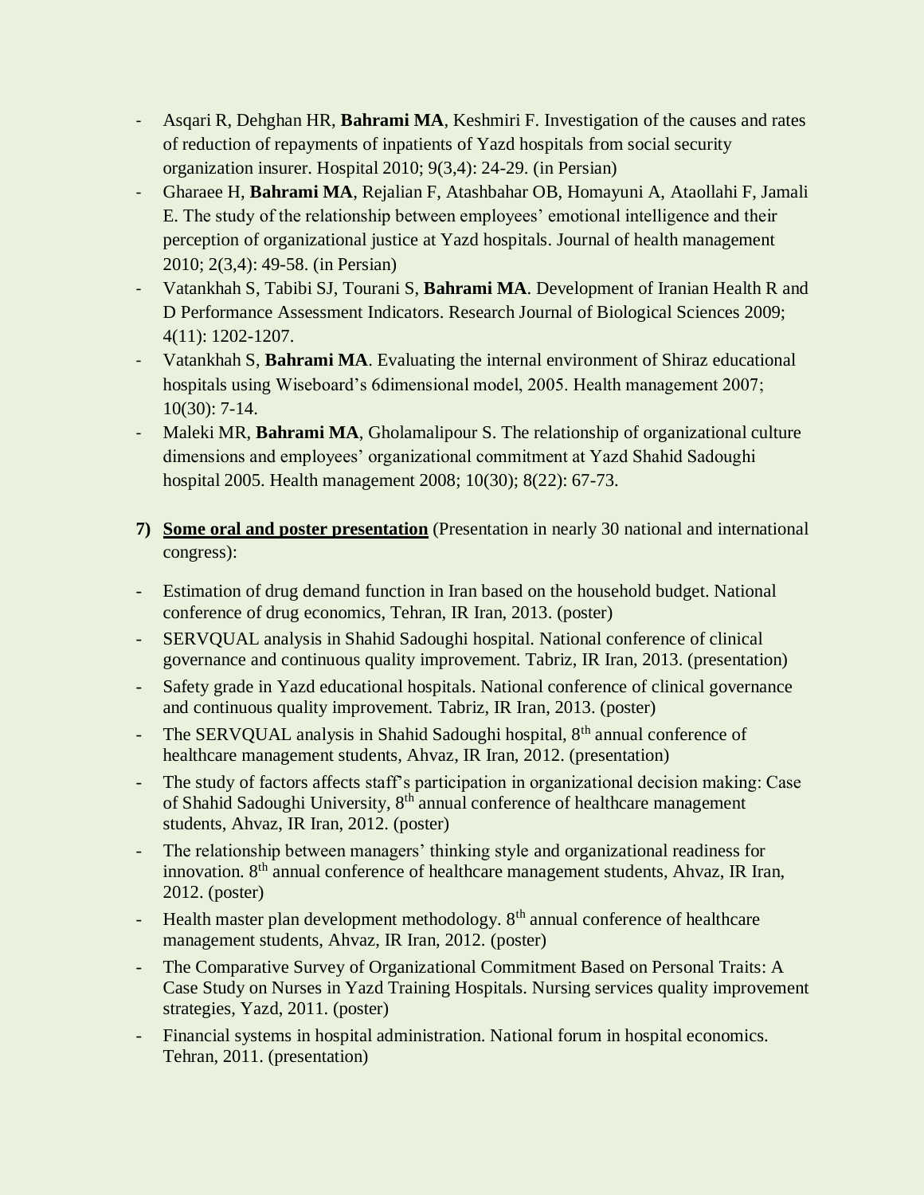- Asqari R, Dehghan HR, **Bahrami MA**, Keshmiri F. Investigation of the causes and rates of reduction of repayments of inpatients of Yazd hospitals from social security organization insurer. Hospital 2010; 9(3,4): 24-29. (in Persian)
- Gharaee H, **Bahrami MA**, Rejalian F, Atashbahar OB, Homayuni A, Ataollahi F, Jamali E. The study of the relationship between employees' emotional intelligence and their perception of organizational justice at Yazd hospitals. Journal of health management 2010; 2(3,4): 49-58. (in Persian)
- Vatankhah S, Tabibi SJ, Tourani S, **Bahrami MA**. Development of Iranian Health R and D Performance Assessment Indicators. Research Journal of Biological Sciences 2009; 4(11): 1202-1207.
- Vatankhah S, **Bahrami MA**. Evaluating the internal environment of Shiraz educational hospitals using Wiseboard's 6dimensional model, 2005. Health management 2007; 10(30): 7-14.
- Maleki MR, **Bahrami MA**, Gholamalipour S. The relationship of organizational culture dimensions and employees' organizational commitment at Yazd Shahid Sadoughi hospital 2005. Health management 2008; 10(30); 8(22): 67-73.

**7) <u>Some oral and poster presentation</u>** (Presentation in nearly 30 national and international congress):

- Estimation of drug demand function in Iran based on the household budget. National conference of drug economics, Tehran, IR Iran, 2013. (poster)
- SERVQUAL analysis in Shahid Sadoughi hospital. National conference of clinical governance and continuous quality improvement. Tabriz, IR Iran, 2013. (presentation)
- Safety grade in Yazd educational hospitals. National conference of clinical governance and continuous quality improvement. Tabriz, IR Iran, 2013. (poster)
- The SERVQUAL analysis in Shahid Sadoughi hospital, 8th annual conference of healthcare management students, Ahvaz, IR Iran, 2012. (presentation)
- The study of factors affects staff's participation in organizational decision making: Case of Shahid Sadoughi University, 8th annual conference of healthcare management students, Ahvaz, IR Iran, 2012. (poster)
- The relationship between managers' thinking style and organizational readiness for innovation. 8th annual conference of healthcare management students, Ahvaz, IR Iran, 2012. (poster)
- Health master plan development methodology. 8th annual conference of healthcare management students, Ahvaz, IR Iran, 2012. (poster)
- The Comparative Survey of Organizational Commitment Based on Personal Traits: A Case Study on Nurses in Yazd Training Hospitals. Nursing services quality improvement strategies, Yazd, 2011. (poster)
- Financial systems in hospital administration. National forum in hospital economics. Tehran, 2011. (presentation)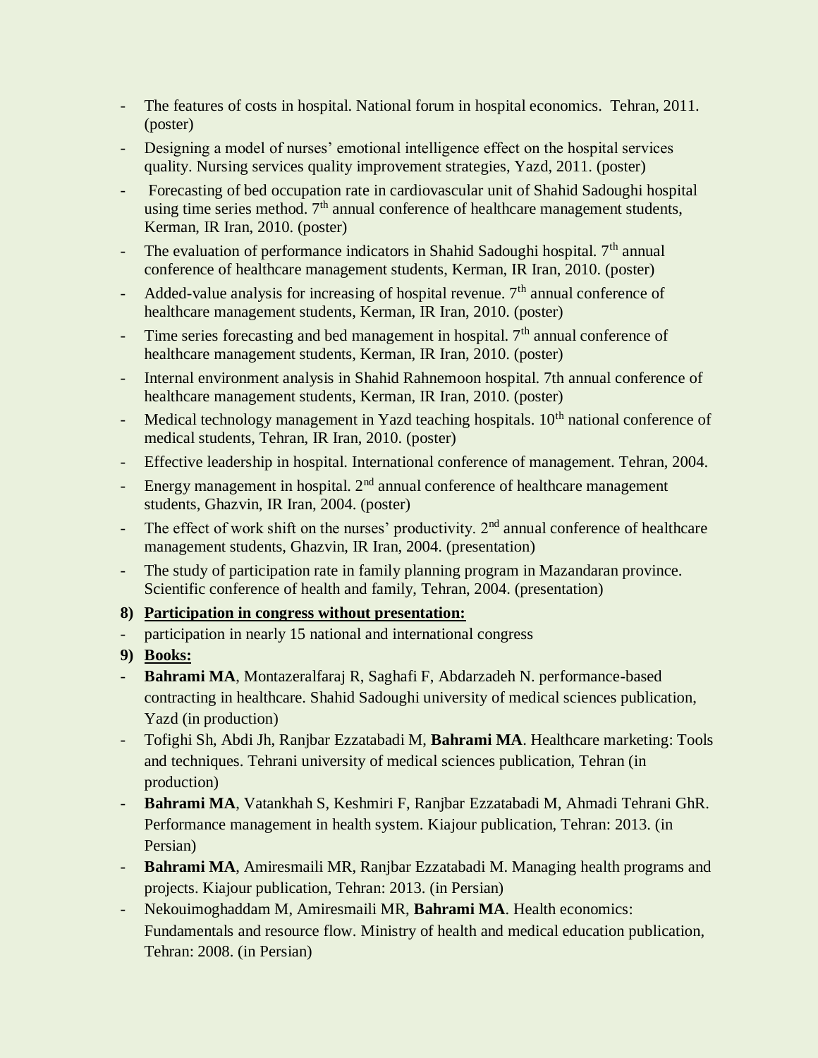- The features of costs in hospital. National forum in hospital economics. Tehran, 2011. (poster)
- Designing a model of nurses' emotional intelligence effect on the hospital services quality. Nursing services quality improvement strategies, Yazd, 2011. (poster)
- Forecasting of bed occupation rate in cardiovascular unit of Shahid Sadoughi hospital using time series method. 7th annual conference of healthcare management students, Kerman, IR Iran, 2010. (poster)
- The evaluation of performance indicators in Shahid Sadoughi hospital. 7th annual conference of healthcare management students, Kerman, IR Iran, 2010. (poster)
- Added-value analysis for increasing of hospital revenue. 7th annual conference of healthcare management students, Kerman, IR Iran, 2010. (poster)
- Time series forecasting and bed management in hospital. 7th annual conference of healthcare management students, Kerman, IR Iran, 2010. (poster)
- Internal environment analysis in Shahid Rahnemoon hospital. 7th annual conference of healthcare management students, Kerman, IR Iran, 2010. (poster)
- Medical technology management in Yazd teaching hospitals. 10th national conference of medical students, Tehran, IR Iran, 2010. (poster)
- Effective leadership in hospital. International conference of management. Tehran, 2004.
- Energy management in hospital. 2nd annual conference of healthcare management students, Ghazvin, IR Iran, 2004. (poster)
- The effect of work shift on the nurses' productivity. 2nd annual conference of healthcare management students, Ghazvin, IR Iran, 2004. (presentation)
- The study of participation rate in family planning program in Mazandaran province. Scientific conference of health and family, Tehran, 2004. (presentation)

**8) Participation in congress without presentation:**

- participation in nearly 15 national and international congress

**9) Books:**

- **Bahrami MA**, Montazeralfaraj R, Saghafi F, Abdarzadeh N. performance-based contracting in healthcare. Shahid Sadoughi university of medical sciences publication, Yazd (in production)
- Tofighi Sh, Abdi Jh, Ranjbar Ezzatabadi M, **Bahrami MA**. Healthcare marketing: Tools and techniques. Tehrani university of medical sciences publication, Tehran (in production)
- **Bahrami MA**, Vatankhah S, Keshmiri F, Ranjbar Ezzatabadi M, Ahmadi Tehrani GhR. Performance management in health system. Kiajour publication, Tehran: 2013. (in Persian)
- **Bahrami MA**, Amiresmaili MR, Ranjbar Ezzatabadi M. Managing health programs and projects. Kiajour publication, Tehran: 2013. (in Persian)
- Nekouimoghaddam M, Amiresmaili MR, **Bahrami MA**. Health economics: Fundamentals and resource flow. Ministry of health and medical education publication, Tehran: 2008. (in Persian)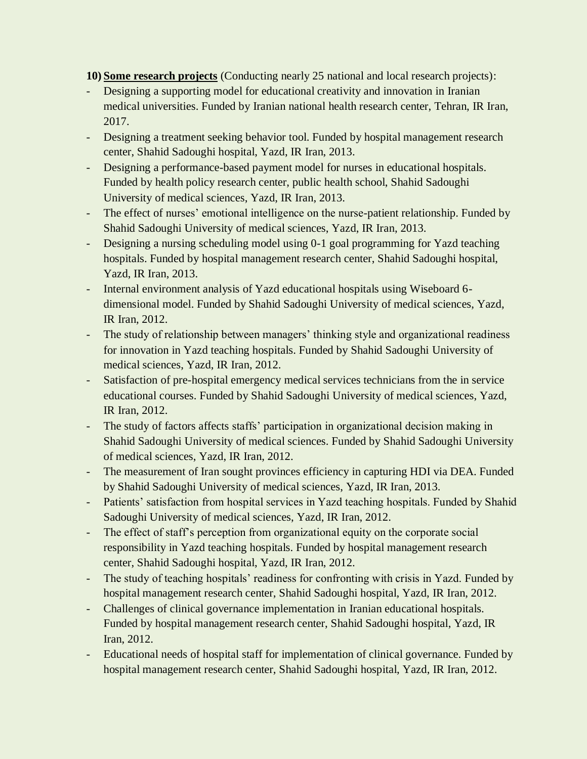**10) <u>Some research projects</u>** (Conducting nearly 25 national and local research projects):

- Designing a supporting model for educational creativity and innovation in Iranian medical universities. Funded by Iranian national health research center, Tehran, IR Iran, 2017.
- Designing a treatment seeking behavior tool. Funded by hospital management research center, Shahid Sadoughi hospital, Yazd, IR Iran, 2013.
- Designing a performance-based payment model for nurses in educational hospitals. Funded by health policy research center, public health school, Shahid Sadoughi University of medical sciences, Yazd, IR Iran, 2013.
- The effect of nurses' emotional intelligence on the nurse-patient relationship. Funded by Shahid Sadoughi University of medical sciences, Yazd, IR Iran, 2013.
- Designing a nursing scheduling model using 0-1 goal programming for Yazd teaching hospitals. Funded by hospital management research center, Shahid Sadoughi hospital, Yazd, IR Iran, 2013.
- Internal environment analysis of Yazd educational hospitals using Wiseboard 6-dimensional model. Funded by Shahid Sadoughi University of medical sciences, Yazd, IR Iran, 2012.
- The study of relationship between managers' thinking style and organizational readiness for innovation in Yazd teaching hospitals. Funded by Shahid Sadoughi University of medical sciences, Yazd, IR Iran, 2012.
- Satisfaction of pre-hospital emergency medical services technicians from the in service educational courses. Funded by Shahid Sadoughi University of medical sciences, Yazd, IR Iran, 2012.
- The study of factors affects staffs' participation in organizational decision making in Shahid Sadoughi University of medical sciences. Funded by Shahid Sadoughi University of medical sciences, Yazd, IR Iran, 2012.
- The measurement of Iran sought provinces efficiency in capturing HDI via DEA. Funded by Shahid Sadoughi University of medical sciences, Yazd, IR Iran, 2013.
- Patients' satisfaction from hospital services in Yazd teaching hospitals. Funded by Shahid Sadoughi University of medical sciences, Yazd, IR Iran, 2012.
- The effect of staff's perception from organizational equity on the corporate social responsibility in Yazd teaching hospitals. Funded by hospital management research center, Shahid Sadoughi hospital, Yazd, IR Iran, 2012.
- The study of teaching hospitals' readiness for confronting with crisis in Yazd. Funded by hospital management research center, Shahid Sadoughi hospital, Yazd, IR Iran, 2012.
- Challenges of clinical governance implementation in Iranian educational hospitals. Funded by hospital management research center, Shahid Sadoughi hospital, Yazd, IR Iran, 2012.
- Educational needs of hospital staff for implementation of clinical governance. Funded by hospital management research center, Shahid Sadoughi hospital, Yazd, IR Iran, 2012.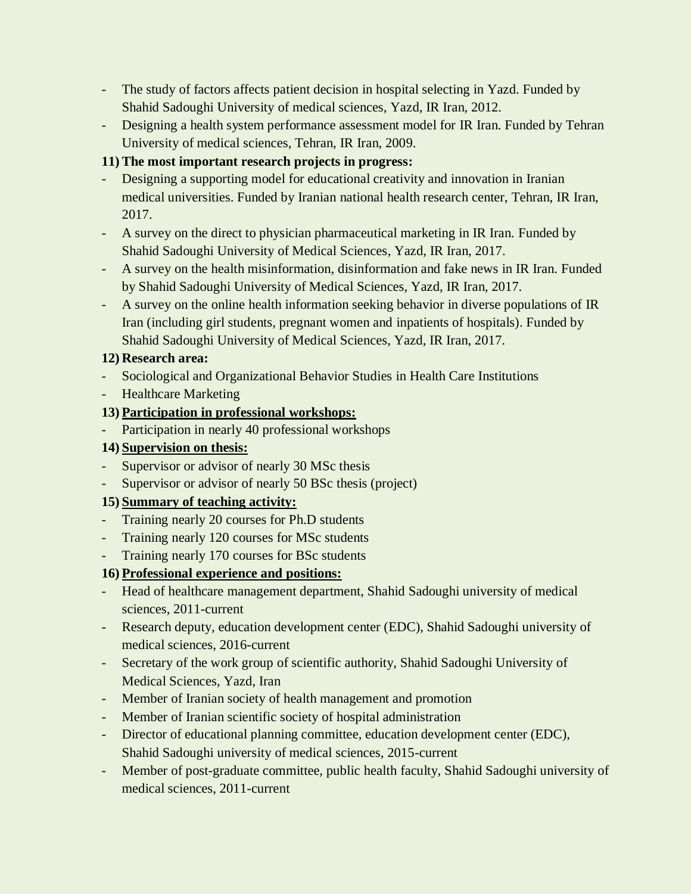- The study of factors affects patient decision in hospital selecting in Yazd. Funded by Shahid Sadoughi University of medical sciences, Yazd, IR Iran, 2012.
- Designing a health system performance assessment model for IR Iran. Funded by Tehran University of medical sciences, Tehran, IR Iran, 2009.

**11) The most important research projects in progress:**

- Designing a supporting model for educational creativity and innovation in Iranian medical universities. Funded by Iranian national health research center, Tehran, IR Iran, 2017.
- A survey on the direct to physician pharmaceutical marketing in IR Iran. Funded by Shahid Sadoughi University of Medical Sciences, Yazd, IR Iran, 2017.
- A survey on the health misinformation, disinformation and fake news in IR Iran. Funded by Shahid Sadoughi University of Medical Sciences, Yazd, IR Iran, 2017.
- A survey on the online health information seeking behavior in diverse populations of IR Iran (including girl students, pregnant women and inpatients of hospitals). Funded by Shahid Sadoughi University of Medical Sciences, Yazd, IR Iran, 2017.

**12) Research area:**

- Sociological and Organizational Behavior Studies in Health Care Institutions
- Healthcare Marketing

**13) <u>Participation in professional workshops:</u>**

- Participation in nearly 40 professional workshops

**14) <u>Supervision on thesis:</u>**

- Supervisor or advisor of nearly 30 MSc thesis
- Supervisor or advisor of nearly 50 BSc thesis (project)

**15) <u>Summary of teaching activity:</u>**

- Training nearly 20 courses for Ph.D students
- Training nearly 120 courses for MSc students
- Training nearly 170 courses for BSc students

**16) <u>Professional experience and positions:</u>**

- Head of healthcare management department, Shahid Sadoughi university of medical sciences, 2011-current
- Research deputy, education development center (EDC), Shahid Sadoughi university of medical sciences, 2016-current
- Secretary of the work group of scientific authority, Shahid Sadoughi University of Medical Sciences, Yazd, Iran
- Member of Iranian society of health management and promotion
- Member of Iranian scientific society of hospital administration
- Director of educational planning committee, education development center (EDC), Shahid Sadoughi university of medical sciences, 2015-current
- Member of post-graduate committee, public health faculty, Shahid Sadoughi university of medical sciences, 2011-current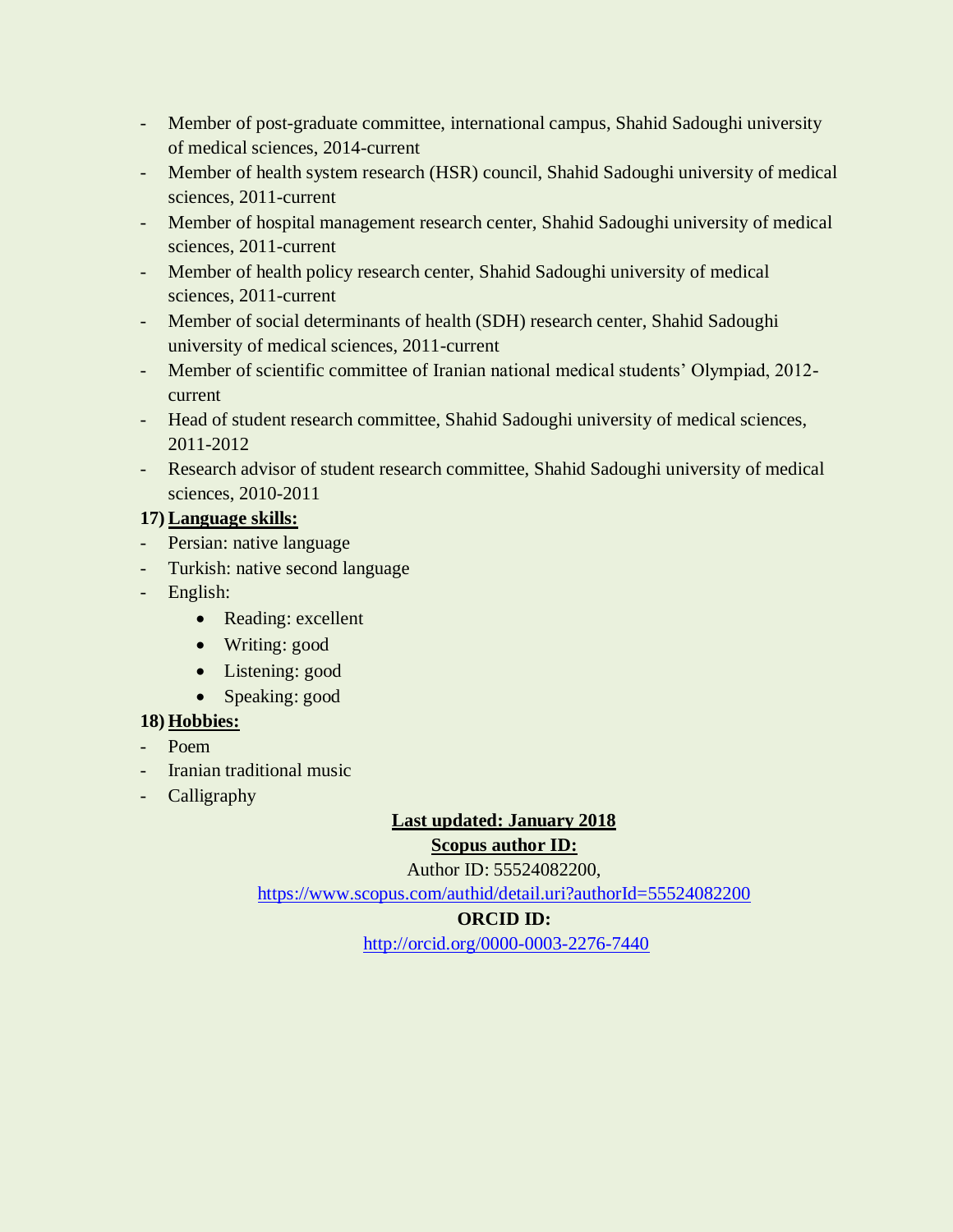- Member of post-graduate committee, international campus, Shahid Sadoughi university of medical sciences, 2014-current
- Member of health system research (HSR) council, Shahid Sadoughi university of medical sciences, 2011-current
- Member of hospital management research center, Shahid Sadoughi university of medical sciences, 2011-current
- Member of health policy research center, Shahid Sadoughi university of medical sciences, 2011-current
- Member of social determinants of health (SDH) research center, Shahid Sadoughi university of medical sciences, 2011-current
- Member of scientific committee of Iranian national medical students' Olympiad, 2012-current
- Head of student research committee, Shahid Sadoughi university of medical sciences, 2011-2012
- Research advisor of student research committee, Shahid Sadoughi university of medical sciences, 2010-2011

**17) <u>Language skills:</u>**

- Persian: native language
- Turkish: native second language
- English:
    - Reading: excellent
    - Writing: good
    - Listening: good
    - Speaking: good

**18) <u>Hobbies:</u>**

- Poem
- Iranian traditional music
- Calligraphy

**Last updated: January 2018**

**Scopus author ID:**

Author ID: 55524082200,

https://www.scopus.com/authid/detail.uri?authorId=55524082200

**ORCID ID:**

http://orcid.org/0000-0003-2276-7440